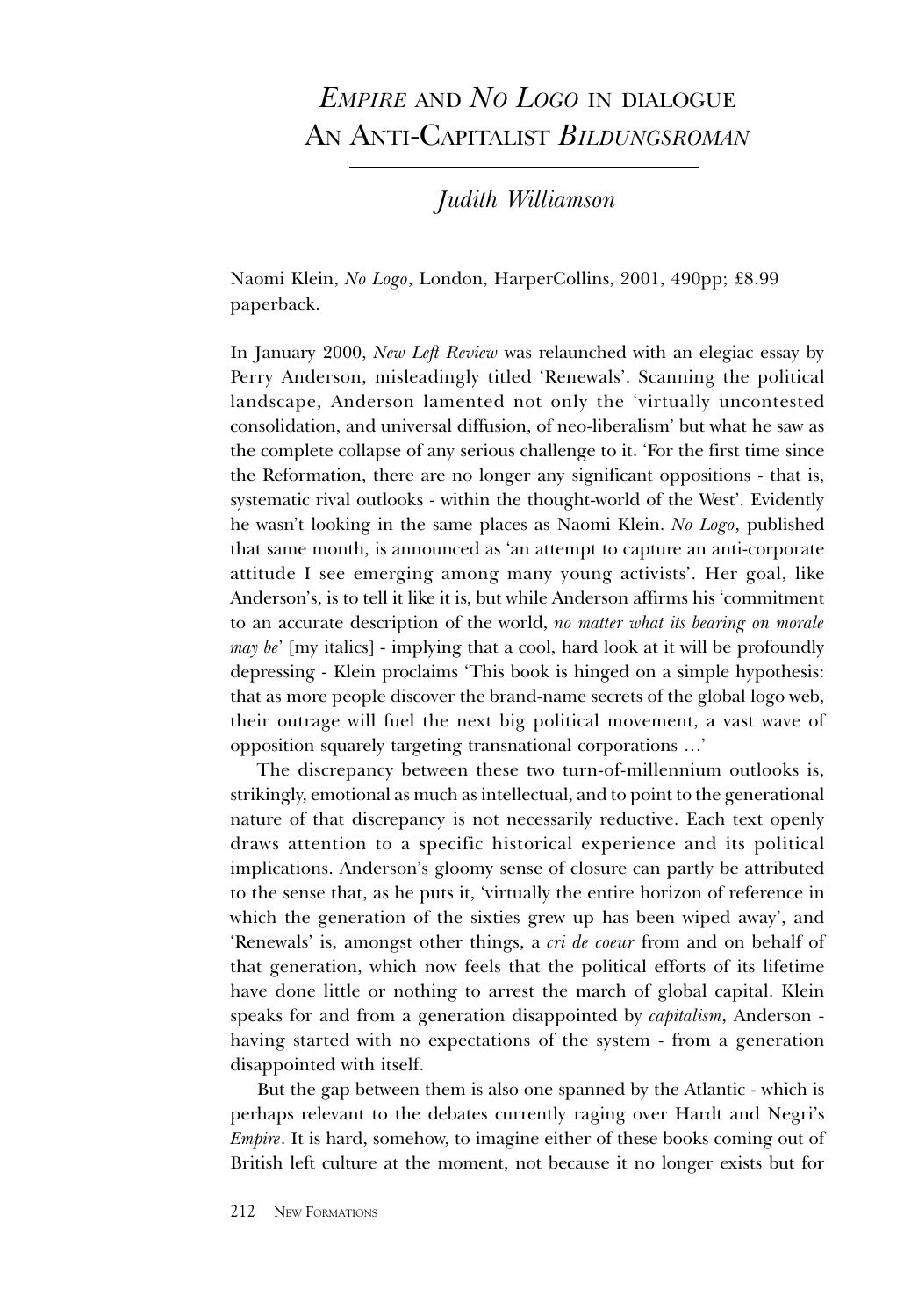# *Empire* and *No Logo* in dialogue
# An Anti-Capitalist *Bildungsroman*

*Judith Williamson*

Naomi Klein, *No Logo*, London, HarperCollins, 2001, 490pp; £8.99 paperback.

In January 2000, *New Left Review* was relaunched with an elegiac essay by Perry Anderson, misleadingly titled 'Renewals'. Scanning the political landscape, Anderson lamented not only the 'virtually uncontested consolidation, and universal diffusion, of neo-liberalism' but what he saw as the complete collapse of any serious challenge to it. 'For the first time since the Reformation, there are no longer any significant oppositions - that is, systematic rival outlooks - within the thought-world of the West'. Evidently he wasn't looking in the same places as Naomi Klein. *No Logo*, published that same month, is announced as 'an attempt to capture an anti-corporate attitude I see emerging among many young activists'. Her goal, like Anderson's, is to tell it like it is, but while Anderson affirms his 'commitment to an accurate description of the world, *no matter what its bearing on morale may be*' [my italics] - implying that a cool, hard look at it will be profoundly depressing - Klein proclaims 'This book is hinged on a simple hypothesis: that as more people discover the brand-name secrets of the global logo web, their outrage will fuel the next big political movement, a vast wave of opposition squarely targeting transnational corporations …'

The discrepancy between these two turn-of-millennium outlooks is, strikingly, emotional as much as intellectual, and to point to the generational nature of that discrepancy is not necessarily reductive. Each text openly draws attention to a specific historical experience and its political implications. Anderson's gloomy sense of closure can partly be attributed to the sense that, as he puts it, 'virtually the entire horizon of reference in which the generation of the sixties grew up has been wiped away', and 'Renewals' is, amongst other things, a *cri de coeur* from and on behalf of that generation, which now feels that the political efforts of its lifetime have done little or nothing to arrest the march of global capital. Klein speaks for and from a generation disappointed by *capitalism*, Anderson - having started with no expectations of the system - from a generation disappointed with itself.

But the gap between them is also one spanned by the Atlantic - which is perhaps relevant to the debates currently raging over Hardt and Negri's *Empire*. It is hard, somehow, to imagine either of these books coming out of British left culture at the moment, not because it no longer exists but for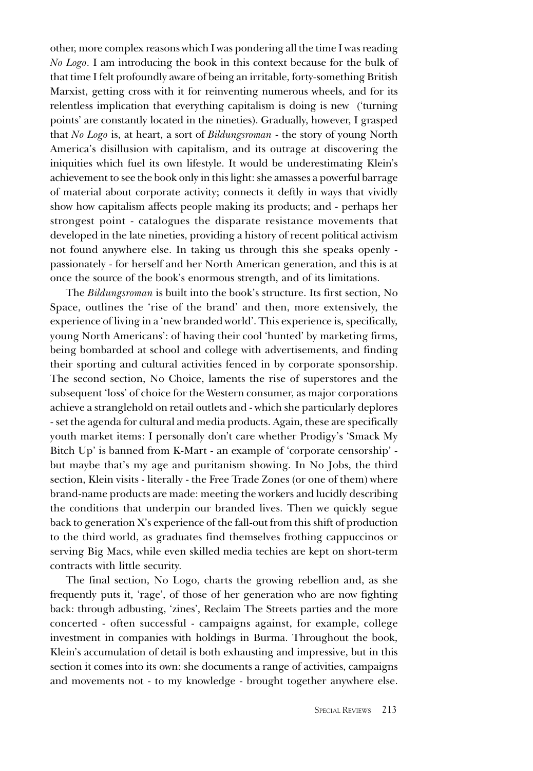other, more complex reasons which I was pondering all the time I was reading *No Logo*. I am introducing the book in this context because for the bulk of that time I felt profoundly aware of being an irritable, forty-something British Marxist, getting cross with it for reinventing numerous wheels, and for its relentless implication that everything capitalism is doing is new ('turning points' are constantly located in the nineties). Gradually, however, I grasped that *No Logo* is, at heart, a sort of *Bildungsroman* - the story of young North America's disillusion with capitalism, and its outrage at discovering the iniquities which fuel its own lifestyle. It would be underestimating Klein's achievement to see the book only in this light: she amasses a powerful barrage of material about corporate activity; connects it deftly in ways that vividly show how capitalism affects people making its products; and - perhaps her strongest point - catalogues the disparate resistance movements that developed in the late nineties, providing a history of recent political activism not found anywhere else. In taking us through this she speaks openly - passionately - for herself and her North American generation, and this is at once the source of the book's enormous strength, and of its limitations.

The *Bildungsroman* is built into the book's structure. Its first section, No Space, outlines the 'rise of the brand' and then, more extensively, the experience of living in a 'new branded world'. This experience is, specifically, young North Americans': of having their cool 'hunted' by marketing firms, being bombarded at school and college with advertisements, and finding their sporting and cultural activities fenced in by corporate sponsorship. The second section, No Choice, laments the rise of superstores and the subsequent 'loss' of choice for the Western consumer, as major corporations achieve a stranglehold on retail outlets and - which she particularly deplores - set the agenda for cultural and media products. Again, these are specifically youth market items: I personally don't care whether Prodigy's 'Smack My Bitch Up' is banned from K-Mart - an example of 'corporate censorship' - but maybe that's my age and puritanism showing. In No Jobs, the third section, Klein visits - literally - the Free Trade Zones (or one of them) where brand-name products are made: meeting the workers and lucidly describing the conditions that underpin our branded lives. Then we quickly segue back to generation X's experience of the fall-out from this shift of production to the third world, as graduates find themselves frothing cappuccinos or serving Big Macs, while even skilled media techies are kept on short-term contracts with little security.

The final section, No Logo, charts the growing rebellion and, as she frequently puts it, 'rage', of those of her generation who are now fighting back: through adbusting, 'zines', Reclaim The Streets parties and the more concerted - often successful - campaigns against, for example, college investment in companies with holdings in Burma. Throughout the book, Klein's accumulation of detail is both exhausting and impressive, but in this section it comes into its own: she documents a range of activities, campaigns and movements not - to my knowledge - brought together anywhere else.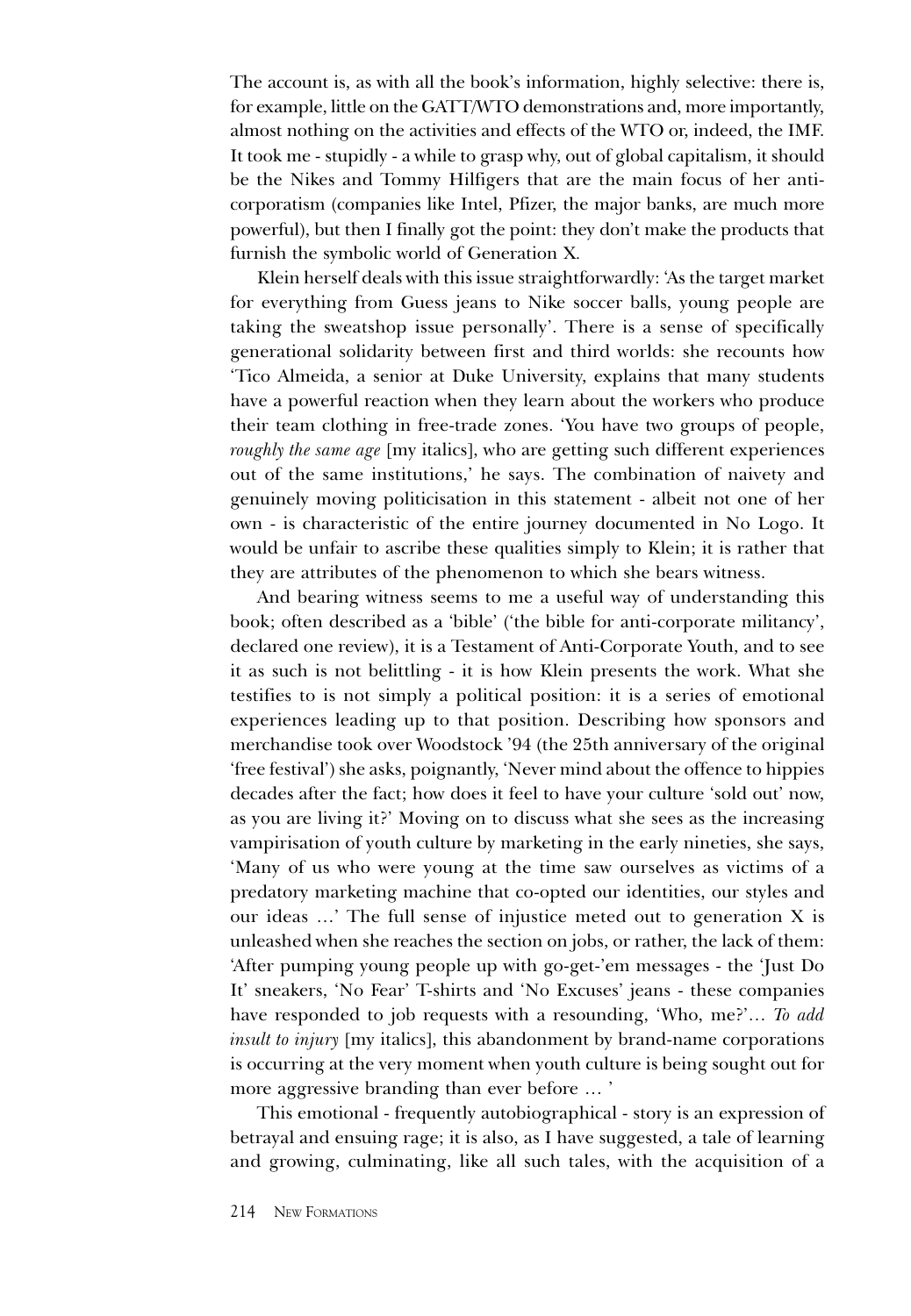The account is, as with all the book's information, highly selective: there is, for example, little on the GATT/WTO demonstrations and, more importantly, almost nothing on the activities and effects of the WTO or, indeed, the IMF. It took me - stupidly - a while to grasp why, out of global capitalism, it should be the Nikes and Tommy Hilfigers that are the main focus of her anti-corporatism (companies like Intel, Pfizer, the major banks, are much more powerful), but then I finally got the point: they don't make the products that furnish the symbolic world of Generation X.

Klein herself deals with this issue straightforwardly: 'As the target market for everything from Guess jeans to Nike soccer balls, young people are taking the sweatshop issue personally'. There is a sense of specifically generational solidarity between first and third worlds: she recounts how 'Tico Almeida, a senior at Duke University, explains that many students have a powerful reaction when they learn about the workers who produce their team clothing in free-trade zones. 'You have two groups of people, *roughly the same age* [my italics], who are getting such different experiences out of the same institutions,' he says. The combination of naivety and genuinely moving politicisation in this statement - albeit not one of her own - is characteristic of the entire journey documented in No Logo. It would be unfair to ascribe these qualities simply to Klein; it is rather that they are attributes of the phenomenon to which she bears witness.

And bearing witness seems to me a useful way of understanding this book; often described as a 'bible' ('the bible for anti-corporate militancy', declared one review), it is a Testament of Anti-Corporate Youth, and to see it as such is not belittling - it is how Klein presents the work. What she testifies to is not simply a political position: it is a series of emotional experiences leading up to that position. Describing how sponsors and merchandise took over Woodstock '94 (the 25th anniversary of the original 'free festival') she asks, poignantly, 'Never mind about the offence to hippies decades after the fact; how does it feel to have your culture 'sold out' now, as you are living it?' Moving on to discuss what she sees as the increasing vampirisation of youth culture by marketing in the early nineties, she says, 'Many of us who were young at the time saw ourselves as victims of a predatory marketing machine that co-opted our identities, our styles and our ideas ...' The full sense of injustice meted out to generation X is unleashed when she reaches the section on jobs, or rather, the lack of them: 'After pumping young people up with go-get-'em messages - the 'Just Do It' sneakers, 'No Fear' T-shirts and 'No Excuses' jeans - these companies have responded to job requests with a resounding, 'Who, me?'... *To add insult to injury* [my italics], this abandonment by brand-name corporations is occurring at the very moment when youth culture is being sought out for more aggressive branding than ever before ... '

This emotional - frequently autobiographical - story is an expression of betrayal and ensuing rage; it is also, as I have suggested, a tale of learning and growing, culminating, like all such tales, with the acquisition of a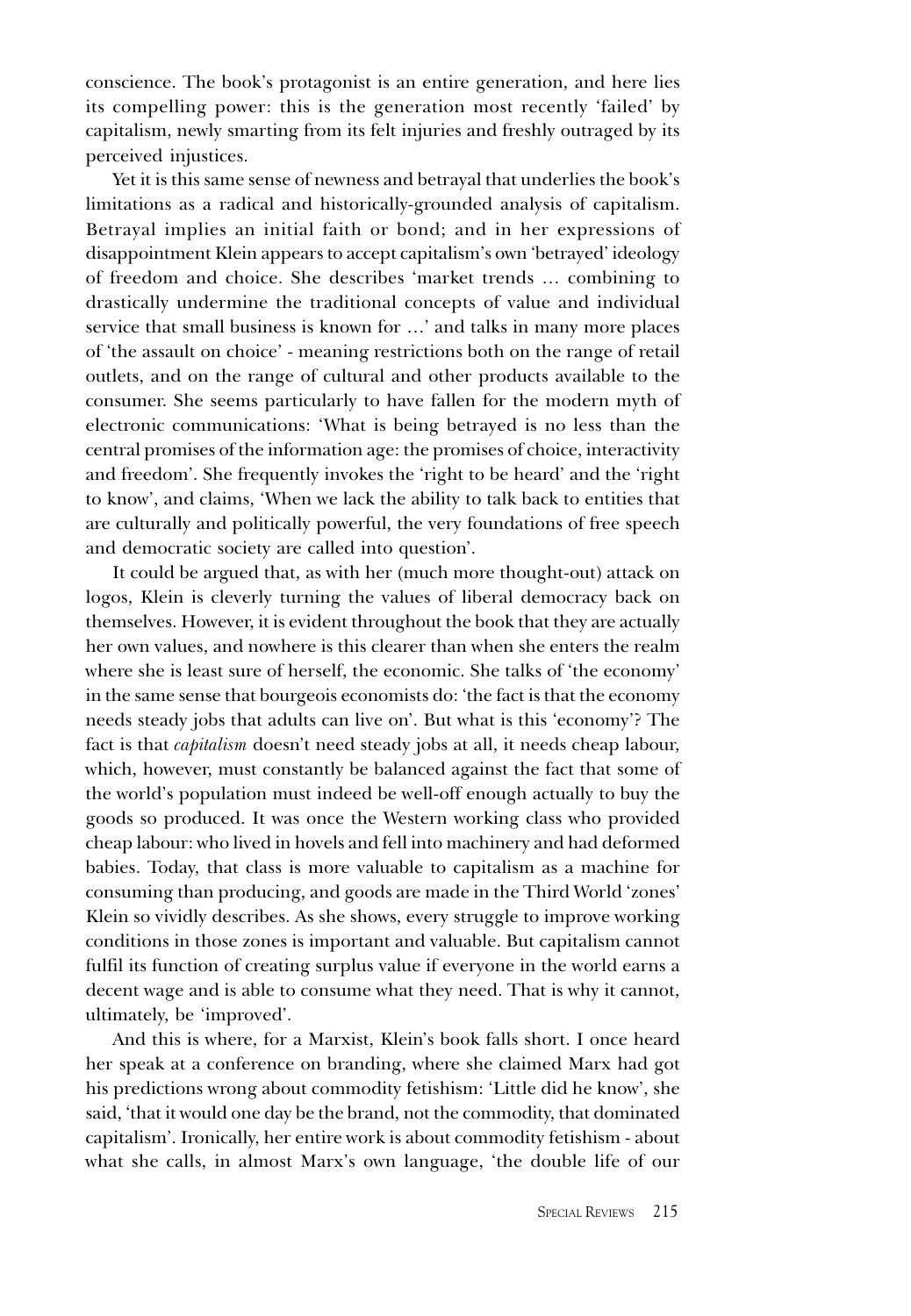conscience. The book's protagonist is an entire generation, and here lies its compelling power: this is the generation most recently 'failed' by capitalism, newly smarting from its felt injuries and freshly outraged by its perceived injustices.

Yet it is this same sense of newness and betrayal that underlies the book's limitations as a radical and historically-grounded analysis of capitalism. Betrayal implies an initial faith or bond; and in her expressions of disappointment Klein appears to accept capitalism's own 'betrayed' ideology of freedom and choice. She describes 'market trends ... combining to drastically undermine the traditional concepts of value and individual service that small business is known for ...' and talks in many more places of 'the assault on choice' - meaning restrictions both on the range of retail outlets, and on the range of cultural and other products available to the consumer. She seems particularly to have fallen for the modern myth of electronic communications: 'What is being betrayed is no less than the central promises of the information age: the promises of choice, interactivity and freedom'. She frequently invokes the 'right to be heard' and the 'right to know', and claims, 'When we lack the ability to talk back to entities that are culturally and politically powerful, the very foundations of free speech and democratic society are called into question'.

It could be argued that, as with her (much more thought-out) attack on logos, Klein is cleverly turning the values of liberal democracy back on themselves. However, it is evident throughout the book that they are actually her own values, and nowhere is this clearer than when she enters the realm where she is least sure of herself, the economic. She talks of 'the economy' in the same sense that bourgeois economists do: 'the fact is that the economy needs steady jobs that adults can live on'. But what is this 'economy'? The fact is that *capitalism* doesn't need steady jobs at all, it needs cheap labour, which, however, must constantly be balanced against the fact that some of the world's population must indeed be well-off enough actually to buy the goods so produced. It was once the Western working class who provided cheap labour: who lived in hovels and fell into machinery and had deformed babies. Today, that class is more valuable to capitalism as a machine for consuming than producing, and goods are made in the Third World 'zones' Klein so vividly describes. As she shows, every struggle to improve working conditions in those zones is important and valuable. But capitalism cannot fulfil its function of creating surplus value if everyone in the world earns a decent wage and is able to consume what they need. That is why it cannot, ultimately, be 'improved'.

And this is where, for a Marxist, Klein's book falls short. I once heard her speak at a conference on branding, where she claimed Marx had got his predictions wrong about commodity fetishism: 'Little did he know', she said, 'that it would one day be the brand, not the commodity, that dominated capitalism'. Ironically, her entire work is about commodity fetishism - about what she calls, in almost Marx's own language, 'the double life of our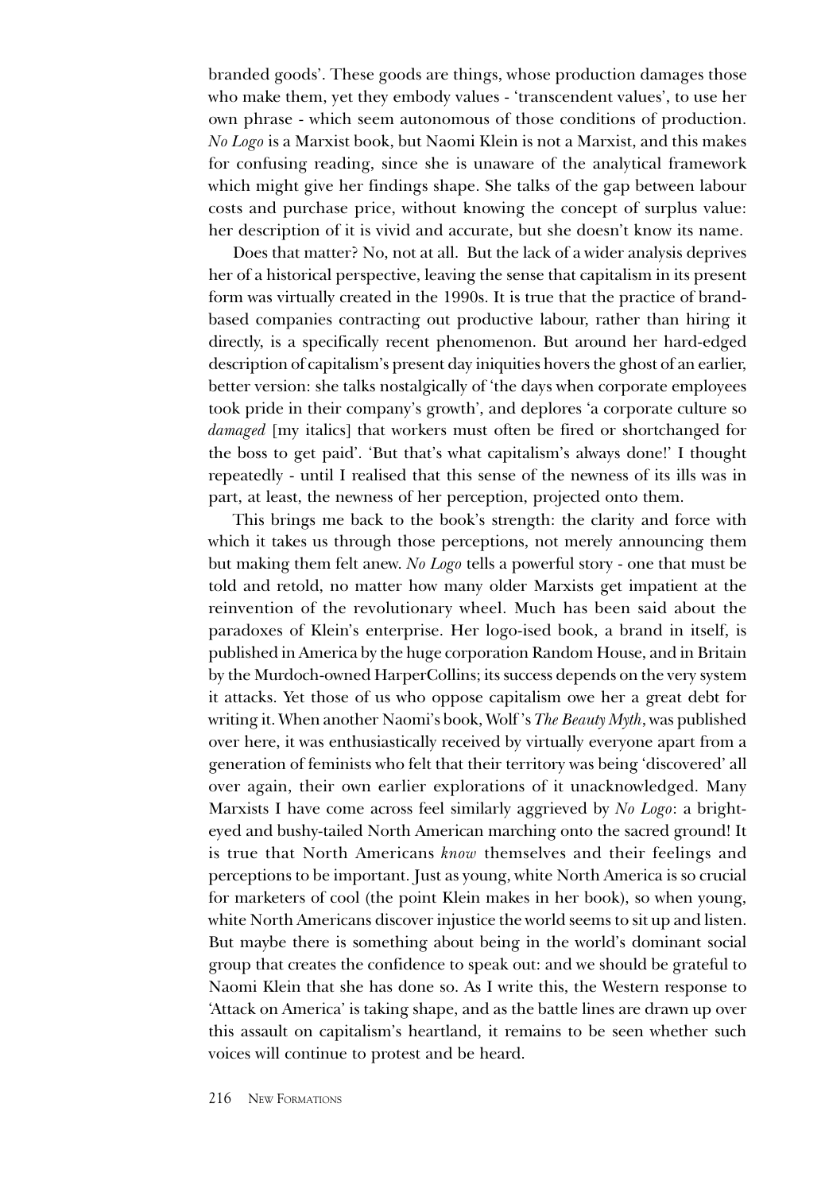branded goods'. These goods are things, whose production damages those who make them, yet they embody values - 'transcendent values', to use her own phrase - which seem autonomous of those conditions of production. *No Logo* is a Marxist book, but Naomi Klein is not a Marxist, and this makes for confusing reading, since she is unaware of the analytical framework which might give her findings shape. She talks of the gap between labour costs and purchase price, without knowing the concept of surplus value: her description of it is vivid and accurate, but she doesn't know its name.

Does that matter? No, not at all. But the lack of a wider analysis deprives her of a historical perspective, leaving the sense that capitalism in its present form was virtually created in the 1990s. It is true that the practice of brand-based companies contracting out productive labour, rather than hiring it directly, is a specifically recent phenomenon. But around her hard-edged description of capitalism's present day iniquities hovers the ghost of an earlier, better version: she talks nostalgically of 'the days when corporate employees took pride in their company's growth', and deplores 'a corporate culture so *damaged* [my italics] that workers must often be fired or shortchanged for the boss to get paid'. 'But that's what capitalism's always done!' I thought repeatedly - until I realised that this sense of the newness of its ills was in part, at least, the newness of her perception, projected onto them.

This brings me back to the book's strength: the clarity and force with which it takes us through those perceptions, not merely announcing them but making them felt anew. *No Logo* tells a powerful story - one that must be told and retold, no matter how many older Marxists get impatient at the reinvention of the revolutionary wheel. Much has been said about the paradoxes of Klein's enterprise. Her logo-ised book, a brand in itself, is published in America by the huge corporation Random House, and in Britain by the Murdoch-owned HarperCollins; its success depends on the very system it attacks. Yet those of us who oppose capitalism owe her a great debt for writing it. When another Naomi's book, Wolf's *The Beauty Myth*, was published over here, it was enthusiastically received by virtually everyone apart from a generation of feminists who felt that their territory was being 'discovered' all over again, their own earlier explorations of it unacknowledged. Many Marxists I have come across feel similarly aggrieved by *No Logo*: a bright-eyed and bushy-tailed North American marching onto the sacred ground! It is true that North Americans *know* themselves and their feelings and perceptions to be important. Just as young, white North America is so crucial for marketers of cool (the point Klein makes in her book), so when young, white North Americans discover injustice the world seems to sit up and listen. But maybe there is something about being in the world's dominant social group that creates the confidence to speak out: and we should be grateful to Naomi Klein that she has done so. As I write this, the Western response to 'Attack on America' is taking shape, and as the battle lines are drawn up over this assault on capitalism's heartland, it remains to be seen whether such voices will continue to protest and be heard.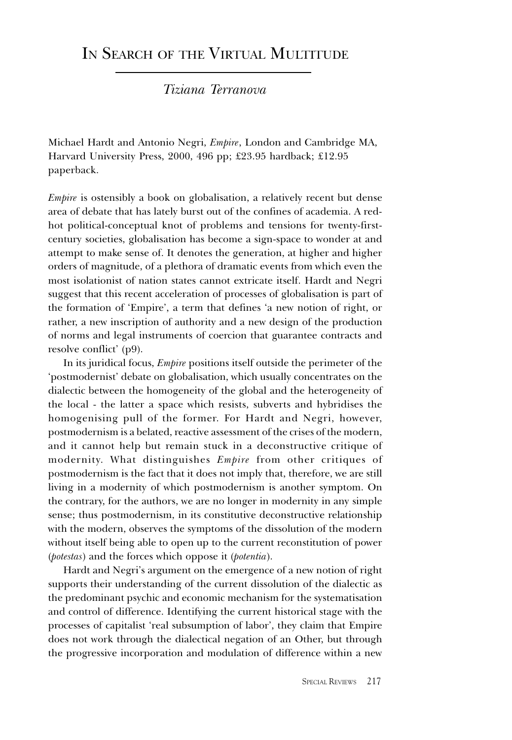# In Search of the Virtual Multitude

*Tiziana Terranova*

Michael Hardt and Antonio Negri, *Empire*, London and Cambridge MA, Harvard University Press, 2000, 496 pp; £23.95 hardback; £12.95 paperback.

*Empire* is ostensibly a book on globalisation, a relatively recent but dense area of debate that has lately burst out of the confines of academia. A red-hot political-conceptual knot of problems and tensions for twenty-first-century societies, globalisation has become a sign-space to wonder at and attempt to make sense of. It denotes the generation, at higher and higher orders of magnitude, of a plethora of dramatic events from which even the most isolationist of nation states cannot extricate itself. Hardt and Negri suggest that this recent acceleration of processes of globalisation is part of the formation of 'Empire', a term that defines 'a new notion of right, or rather, a new inscription of authority and a new design of the production of norms and legal instruments of coercion that guarantee contracts and resolve conflict' (p9).

In its juridical focus, *Empire* positions itself outside the perimeter of the 'postmodernist' debate on globalisation, which usually concentrates on the dialectic between the homogeneity of the global and the heterogeneity of the local - the latter a space which resists, subverts and hybridises the homogenising pull of the former. For Hardt and Negri, however, postmodernism is a belated, reactive assessment of the crises of the modern, and it cannot help but remain stuck in a deconstructive critique of modernity. What distinguishes *Empire* from other critiques of postmodernism is the fact that it does not imply that, therefore, we are still living in a modernity of which postmodernism is another symptom. On the contrary, for the authors, we are no longer in modernity in any simple sense; thus postmodernism, in its constitutive deconstructive relationship with the modern, observes the symptoms of the dissolution of the modern without itself being able to open up to the current reconstitution of power (*potestas*) and the forces which oppose it (*potentia*).

Hardt and Negri's argument on the emergence of a new notion of right supports their understanding of the current dissolution of the dialectic as the predominant psychic and economic mechanism for the systematisation and control of difference. Identifying the current historical stage with the processes of capitalist 'real subsumption of labor', they claim that Empire does not work through the dialectical negation of an Other, but through the progressive incorporation and modulation of difference within a new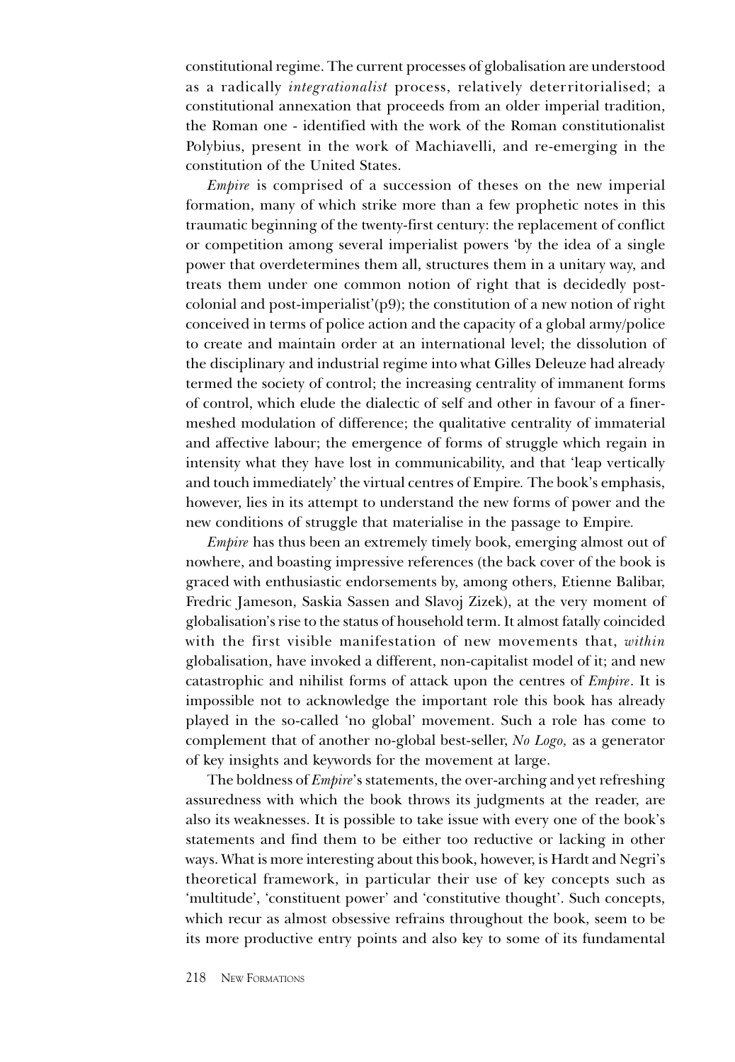constitutional regime. The current processes of globalisation are understood as a radically *integrationalist* process, relatively deterritorialised; a constitutional annexation that proceeds from an older imperial tradition, the Roman one - identified with the work of the Roman constitutionalist Polybius, present in the work of Machiavelli, and re-emerging in the constitution of the United States.

*Empire* is comprised of a succession of theses on the new imperial formation, many of which strike more than a few prophetic notes in this traumatic beginning of the twenty-first century: the replacement of conflict or competition among several imperialist powers 'by the idea of a single power that overdetermines them all, structures them in a unitary way, and treats them under one common notion of right that is decidedly post-colonial and post-imperialist'(p9); the constitution of a new notion of right conceived in terms of police action and the capacity of a global army/police to create and maintain order at an international level; the dissolution of the disciplinary and industrial regime into what Gilles Deleuze had already termed the society of control; the increasing centrality of immanent forms of control, which elude the dialectic of self and other in favour of a finer-meshed modulation of difference; the qualitative centrality of immaterial and affective labour; the emergence of forms of struggle which regain in intensity what they have lost in communicability, and that 'leap vertically and touch immediately' the virtual centres of Empire. The book's emphasis, however, lies in its attempt to understand the new forms of power and the new conditions of struggle that materialise in the passage to Empire.

*Empire* has thus been an extremely timely book, emerging almost out of nowhere, and boasting impressive references (the back cover of the book is graced with enthusiastic endorsements by, among others, Etienne Balibar, Fredric Jameson, Saskia Sassen and Slavoj Zizek), at the very moment of globalisation's rise to the status of household term. It almost fatally coincided with the first visible manifestation of new movements that, *within* globalisation, have invoked a different, non-capitalist model of it; and new catastrophic and nihilist forms of attack upon the centres of *Empire*. It is impossible not to acknowledge the important role this book has already played in the so-called 'no global' movement. Such a role has come to complement that of another no-global best-seller, *No Logo,* as a generator of key insights and keywords for the movement at large.

The boldness of *Empire*'s statements, the over-arching and yet refreshing assuredness with which the book throws its judgments at the reader, are also its weaknesses. It is possible to take issue with every one of the book's statements and find them to be either too reductive or lacking in other ways. What is more interesting about this book, however, is Hardt and Negri's theoretical framework, in particular their use of key concepts such as 'multitude', 'constituent power' and 'constitutive thought'. Such concepts, which recur as almost obsessive refrains throughout the book, seem to be its more productive entry points and also key to some of its fundamental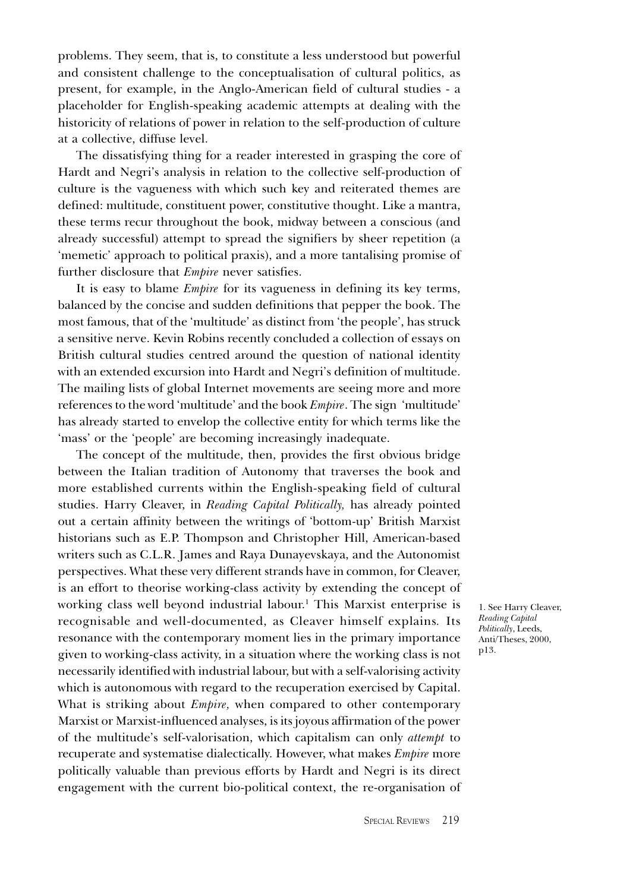problems. They seem, that is, to constitute a less understood but powerful and consistent challenge to the conceptualisation of cultural politics, as present, for example, in the Anglo-American field of cultural studies - a placeholder for English-speaking academic attempts at dealing with the historicity of relations of power in relation to the self-production of culture at a collective, diffuse level.

The dissatisfying thing for a reader interested in grasping the core of Hardt and Negri's analysis in relation to the collective self-production of culture is the vagueness with which such key and reiterated themes are defined: multitude, constituent power, constitutive thought. Like a mantra, these terms recur throughout the book, midway between a conscious (and already successful) attempt to spread the signifiers by sheer repetition (a 'memetic' approach to political praxis), and a more tantalising promise of further disclosure that *Empire* never satisfies.

It is easy to blame *Empire* for its vagueness in defining its key terms, balanced by the concise and sudden definitions that pepper the book. The most famous, that of the 'multitude' as distinct from 'the people', has struck a sensitive nerve. Kevin Robins recently concluded a collection of essays on British cultural studies centred around the question of national identity with an extended excursion into Hardt and Negri's definition of multitude. The mailing lists of global Internet movements are seeing more and more references to the word 'multitude' and the book *Empire*. The sign 'multitude' has already started to envelop the collective entity for which terms like the 'mass' or the 'people' are becoming increasingly inadequate.

The concept of the multitude, then, provides the first obvious bridge between the Italian tradition of Autonomy that traverses the book and more established currents within the English-speaking field of cultural studies. Harry Cleaver, in *Reading Capital Politically,* has already pointed out a certain affinity between the writings of 'bottom-up' British Marxist historians such as E.P. Thompson and Christopher Hill, American-based writers such as C.L.R. James and Raya Dunayevskaya, and the Autonomist perspectives. What these very different strands have in common, for Cleaver, is an effort to theorise working-class activity by extending the concept of working class well beyond industrial labour.[1] This Marxist enterprise is recognisable and well-documented, as Cleaver himself explains. Its resonance with the contemporary moment lies in the primary importance given to working-class activity, in a situation where the working class is not necessarily identified with industrial labour, but with a self-valorising activity which is autonomous with regard to the recuperation exercised by Capital. What is striking about *Empire,* when compared to other contemporary Marxist or Marxist-influenced analyses, is its joyous affirmation of the power of the multitude's self-valorisation, which capitalism can only *attempt* to recuperate and systematise dialectically. However, what makes *Empire* more politically valuable than previous efforts by Hardt and Negri is its direct engagement with the current bio-political context, the re-organisation of

1. See Harry Cleaver, *Reading Capital Politically*, Leeds, Anti/Theses, 2000, p13.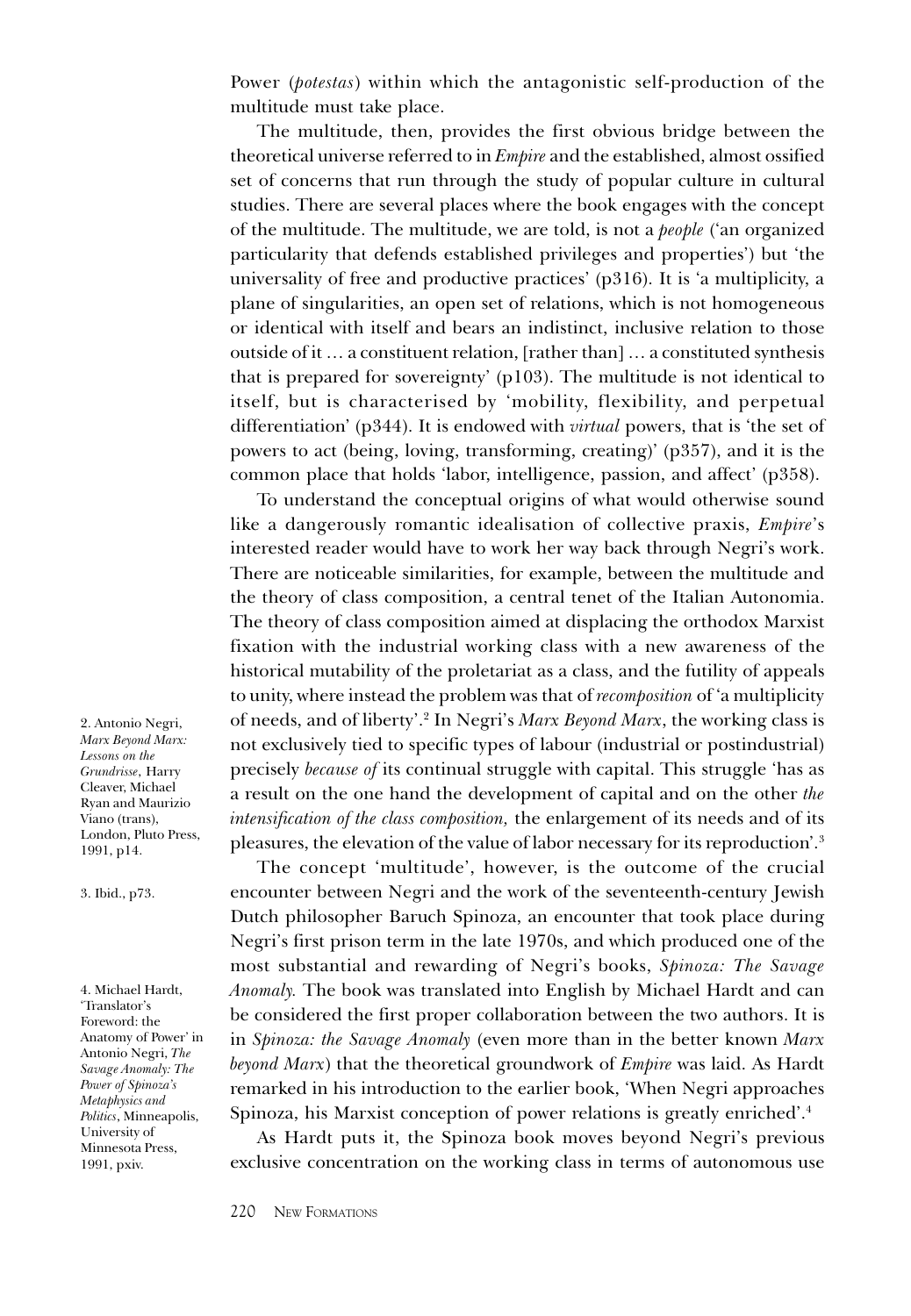Power (*potestas*) within which the antagonistic self-production of the multitude must take place.

The multitude, then, provides the first obvious bridge between the theoretical universe referred to in *Empire* and the established, almost ossified set of concerns that run through the study of popular culture in cultural studies. There are several places where the book engages with the concept of the multitude. The multitude, we are told, is not a *people* ('an organized particularity that defends established privileges and properties') but 'the universality of free and productive practices' (p316). It is 'a multiplicity, a plane of singularities, an open set of relations, which is not homogeneous or identical with itself and bears an indistinct, inclusive relation to those outside of it ... a constituent relation, [rather than] ... a constituted synthesis that is prepared for sovereignty' (p103). The multitude is not identical to itself, but is characterised by 'mobility, flexibility, and perpetual differentiation' (p344). It is endowed with *virtual* powers, that is 'the set of powers to act (being, loving, transforming, creating)' (p357), and it is the common place that holds 'labor, intelligence, passion, and affect' (p358).

To understand the conceptual origins of what would otherwise sound like a dangerously romantic idealisation of collective praxis, *Empire*'s interested reader would have to work her way back through Negri's work. There are noticeable similarities, for example, between the multitude and the theory of class composition, a central tenet of the Italian Autonomia. The theory of class composition aimed at displacing the orthodox Marxist fixation with the industrial working class with a new awareness of the historical mutability of the proletariat as a class, and the futility of appeals to unity, where instead the problem was that of *recomposition* of 'a multiplicity of needs, and of liberty'.[2] In Negri's *Marx Beyond Marx*, the working class is not exclusively tied to specific types of labour (industrial or postindustrial) precisely *because of* its continual struggle with capital. This struggle 'has as a result on the one hand the development of capital and on the other *the intensification of the class composition,* the enlargement of its needs and of its pleasures, the elevation of the value of labor necessary for its reproduction'.[3]

The concept 'multitude', however, is the outcome of the crucial encounter between Negri and the work of the seventeenth-century Jewish Dutch philosopher Baruch Spinoza, an encounter that took place during Negri's first prison term in the late 1970s, and which produced one of the most substantial and rewarding of Negri's books, *Spinoza: The Savage Anomaly.* The book was translated into English by Michael Hardt and can be considered the first proper collaboration between the two authors. It is in *Spinoza: the Savage Anomaly* (even more than in the better known *Marx beyond Marx*) that the theoretical groundwork of *Empire* was laid. As Hardt remarked in his introduction to the earlier book, 'When Negri approaches Spinoza, his Marxist conception of power relations is greatly enriched'.[4]

As Hardt puts it, the Spinoza book moves beyond Negri's previous exclusive concentration on the working class in terms of autonomous use

2. Antonio Negri, *Marx Beyond Marx: Lessons on the Grundrisse*, Harry Cleaver, Michael Ryan and Maurizio Viano (trans), London, Pluto Press, 1991, p14.

3. Ibid., p73.

4. Michael Hardt, 'Translator's Foreword: the Anatomy of Power' in Antonio Negri, *The Savage Anomaly: The Power of Spinoza's Metaphysics and Politics*, Minneapolis, University of Minnesota Press, 1991, pxiv.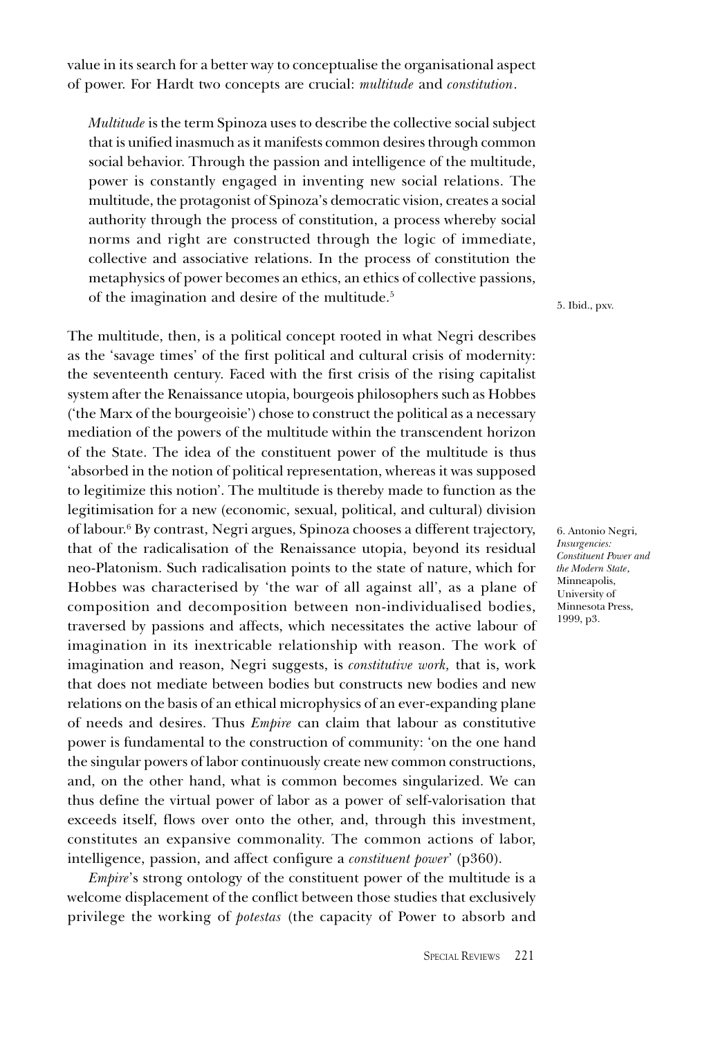value in its search for a better way to conceptualise the organisational aspect of power. For Hardt two concepts are crucial: *multitude* and *constitution*.

> *Multitude* is the term Spinoza uses to describe the collective social subject that is unified inasmuch as it manifests common desires through common social behavior. Through the passion and intelligence of the multitude, power is constantly engaged in inventing new social relations. The multitude, the protagonist of Spinoza's democratic vision, creates a social authority through the process of constitution, a process whereby social norms and right are constructed through the logic of immediate, collective and associative relations. In the process of constitution the metaphysics of power becomes an ethics, an ethics of collective passions, of the imagination and desire of the multitude.[5]

The multitude, then, is a political concept rooted in what Negri describes as the 'savage times' of the first political and cultural crisis of modernity: the seventeenth century. Faced with the first crisis of the rising capitalist system after the Renaissance utopia, bourgeois philosophers such as Hobbes ('the Marx of the bourgeoisie') chose to construct the political as a necessary mediation of the powers of the multitude within the transcendent horizon of the State. The idea of the constituent power of the multitude is thus 'absorbed in the notion of political representation, whereas it was supposed to legitimize this notion'. The multitude is thereby made to function as the legitimisation for a new (economic, sexual, political, and cultural) division of labour.[6] By contrast, Negri argues, Spinoza chooses a different trajectory, that of the radicalisation of the Renaissance utopia, beyond its residual neo-Platonism. Such radicalisation points to the state of nature, which for Hobbes was characterised by 'the war of all against all', as a plane of composition and decomposition between non-individualised bodies, traversed by passions and affects, which necessitates the active labour of imagination in its inextricable relationship with reason. The work of imagination and reason, Negri suggests, is *constitutive work,* that is, work that does not mediate between bodies but constructs new bodies and new relations on the basis of an ethical microphysics of an ever-expanding plane of needs and desires. Thus *Empire* can claim that labour as constitutive power is fundamental to the construction of community: 'on the one hand the singular powers of labor continuously create new common constructions, and, on the other hand, what is common becomes singularized. We can thus define the virtual power of labor as a power of self-valorisation that exceeds itself, flows over onto the other, and, through this investment, constitutes an expansive commonality. The common actions of labor, intelligence, passion, and affect configure a *constituent power*' (p360).

*Empire*'s strong ontology of the constituent power of the multitude is a welcome displacement of the conflict between those studies that exclusively privilege the working of *potestas* (the capacity of Power to absorb and

5. Ibid., pxv.

6. Antonio Negri, *Insurgencies: Constituent Power and the Modern State*, Minneapolis, University of Minnesota Press, 1999, p3.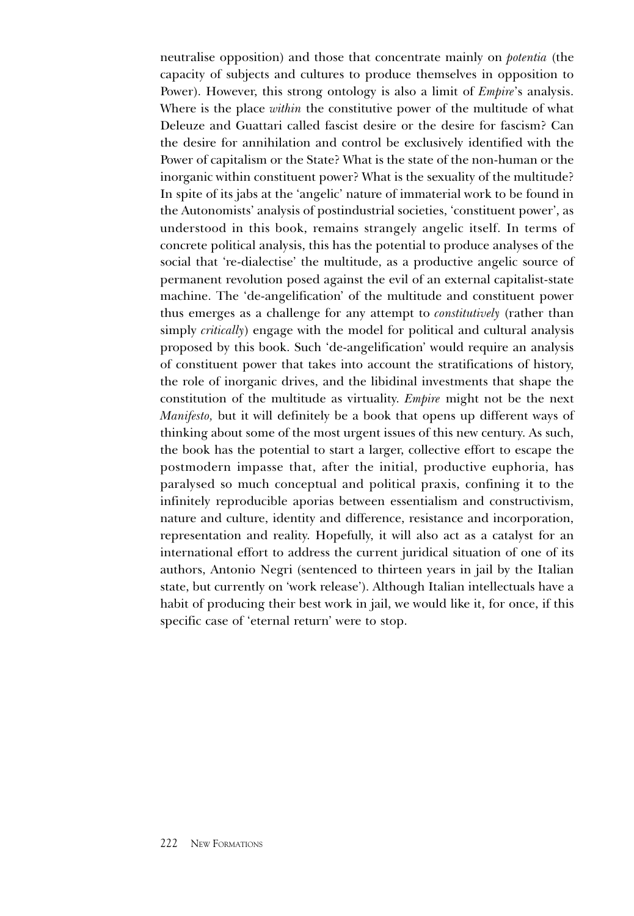neutralise opposition) and those that concentrate mainly on *potentia* (the capacity of subjects and cultures to produce themselves in opposition to Power). However, this strong ontology is also a limit of *Empire*'s analysis. Where is the place *within* the constitutive power of the multitude of what Deleuze and Guattari called fascist desire or the desire for fascism? Can the desire for annihilation and control be exclusively identified with the Power of capitalism or the State? What is the state of the non-human or the inorganic within constituent power? What is the sexuality of the multitude? In spite of its jabs at the 'angelic' nature of immaterial work to be found in the Autonomists' analysis of postindustrial societies, 'constituent power', as understood in this book, remains strangely angelic itself. In terms of concrete political analysis, this has the potential to produce analyses of the social that 're-dialectise' the multitude, as a productive angelic source of permanent revolution posed against the evil of an external capitalist-state machine. The 'de-angelification' of the multitude and constituent power thus emerges as a challenge for any attempt to *constitutively* (rather than simply *critically*) engage with the model for political and cultural analysis proposed by this book. Such 'de-angelification' would require an analysis of constituent power that takes into account the stratifications of history, the role of inorganic drives, and the libidinal investments that shape the constitution of the multitude as virtuality. *Empire* might not be the next *Manifesto,* but it will definitely be a book that opens up different ways of thinking about some of the most urgent issues of this new century. As such, the book has the potential to start a larger, collective effort to escape the postmodern impasse that, after the initial, productive euphoria, has paralysed so much conceptual and political praxis, confining it to the infinitely reproducible aporias between essentialism and constructivism, nature and culture, identity and difference, resistance and incorporation, representation and reality. Hopefully, it will also act as a catalyst for an international effort to address the current juridical situation of one of its authors, Antonio Negri (sentenced to thirteen years in jail by the Italian state, but currently on 'work release'). Although Italian intellectuals have a habit of producing their best work in jail, we would like it, for once, if this specific case of 'eternal return' were to stop.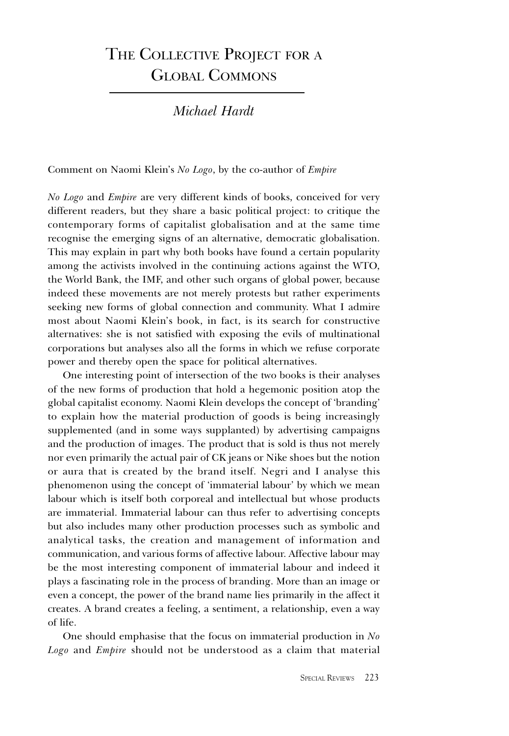# The Collective Project for a Global Commons

*Michael Hardt*

Comment on Naomi Klein's *No Logo*, by the co-author of *Empire*

*No Logo* and *Empire* are very different kinds of books, conceived for very different readers, but they share a basic political project: to critique the contemporary forms of capitalist globalisation and at the same time recognise the emerging signs of an alternative, democratic globalisation. This may explain in part why both books have found a certain popularity among the activists involved in the continuing actions against the WTO, the World Bank, the IMF, and other such organs of global power, because indeed these movements are not merely protests but rather experiments seeking new forms of global connection and community. What I admire most about Naomi Klein's book, in fact, is its search for constructive alternatives: she is not satisfied with exposing the evils of multinational corporations but analyses also all the forms in which we refuse corporate power and thereby open the space for political alternatives.

One interesting point of intersection of the two books is their analyses of the new forms of production that hold a hegemonic position atop the global capitalist economy. Naomi Klein develops the concept of 'branding' to explain how the material production of goods is being increasingly supplemented (and in some ways supplanted) by advertising campaigns and the production of images. The product that is sold is thus not merely nor even primarily the actual pair of CK jeans or Nike shoes but the notion or aura that is created by the brand itself. Negri and I analyse this phenomenon using the concept of 'immaterial labour' by which we mean labour which is itself both corporeal and intellectual but whose products are immaterial. Immaterial labour can thus refer to advertising concepts but also includes many other production processes such as symbolic and analytical tasks, the creation and management of information and communication, and various forms of affective labour. Affective labour may be the most interesting component of immaterial labour and indeed it plays a fascinating role in the process of branding. More than an image or even a concept, the power of the brand name lies primarily in the affect it creates. A brand creates a feeling, a sentiment, a relationship, even a way of life.

One should emphasise that the focus on immaterial production in *No Logo* and *Empire* should not be understood as a claim that material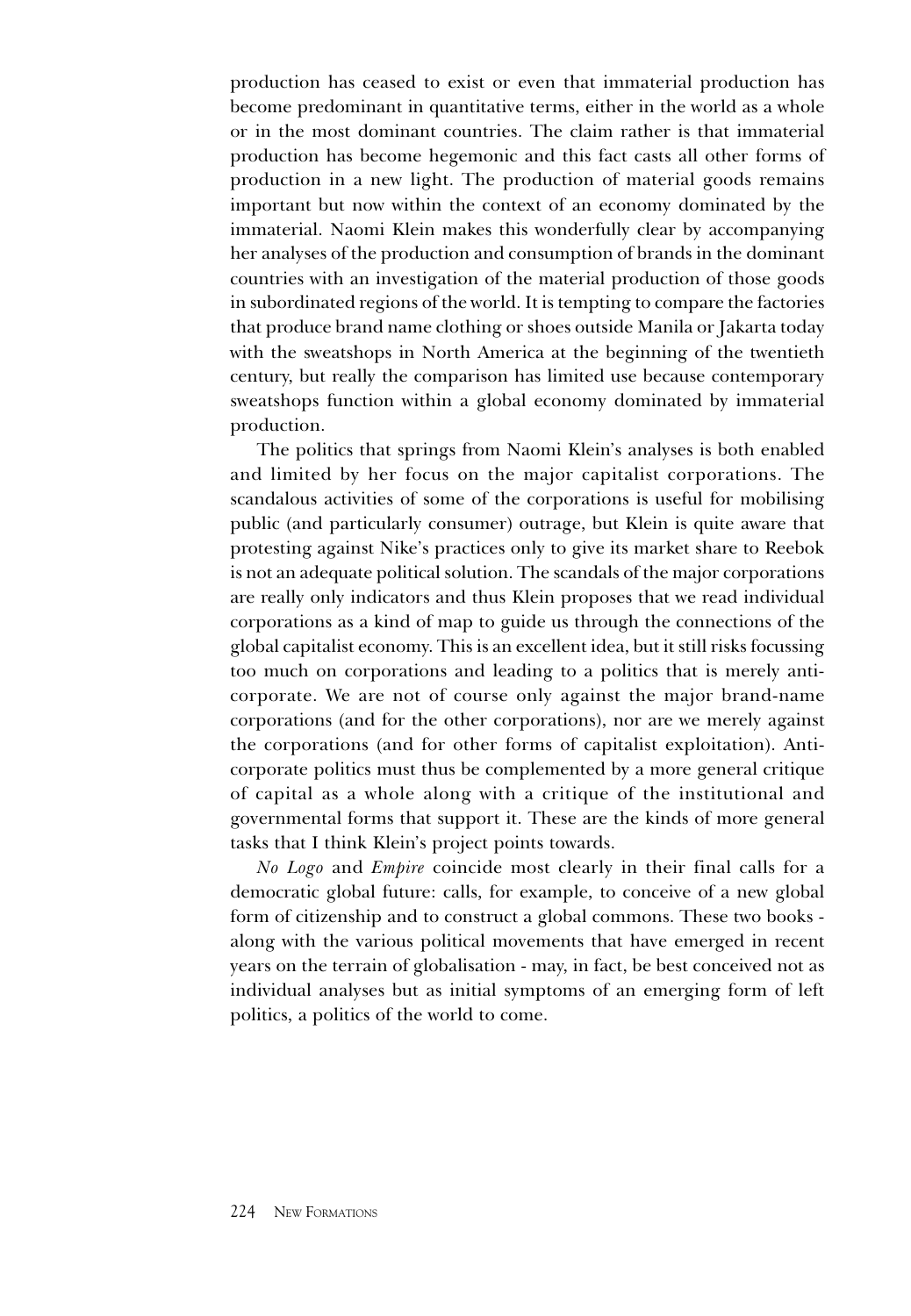production has ceased to exist or even that immaterial production has become predominant in quantitative terms, either in the world as a whole or in the most dominant countries. The claim rather is that immaterial production has become hegemonic and this fact casts all other forms of production in a new light. The production of material goods remains important but now within the context of an economy dominated by the immaterial. Naomi Klein makes this wonderfully clear by accompanying her analyses of the production and consumption of brands in the dominant countries with an investigation of the material production of those goods in subordinated regions of the world. It is tempting to compare the factories that produce brand name clothing or shoes outside Manila or Jakarta today with the sweatshops in North America at the beginning of the twentieth century, but really the comparison has limited use because contemporary sweatshops function within a global economy dominated by immaterial production.

The politics that springs from Naomi Klein's analyses is both enabled and limited by her focus on the major capitalist corporations. The scandalous activities of some of the corporations is useful for mobilising public (and particularly consumer) outrage, but Klein is quite aware that protesting against Nike's practices only to give its market share to Reebok is not an adequate political solution. The scandals of the major corporations are really only indicators and thus Klein proposes that we read individual corporations as a kind of map to guide us through the connections of the global capitalist economy. This is an excellent idea, but it still risks focussing too much on corporations and leading to a politics that is merely anti-corporate. We are not of course only against the major brand-name corporations (and for the other corporations), nor are we merely against the corporations (and for other forms of capitalist exploitation). Anti-corporate politics must thus be complemented by a more general critique of capital as a whole along with a critique of the institutional and governmental forms that support it. These are the kinds of more general tasks that I think Klein's project points towards.

*No Logo* and *Empire* coincide most clearly in their final calls for a democratic global future: calls, for example, to conceive of a new global form of citizenship and to construct a global commons. These two books - along with the various political movements that have emerged in recent years on the terrain of globalisation - may, in fact, be best conceived not as individual analyses but as initial symptoms of an emerging form of left politics, a politics of the world to come.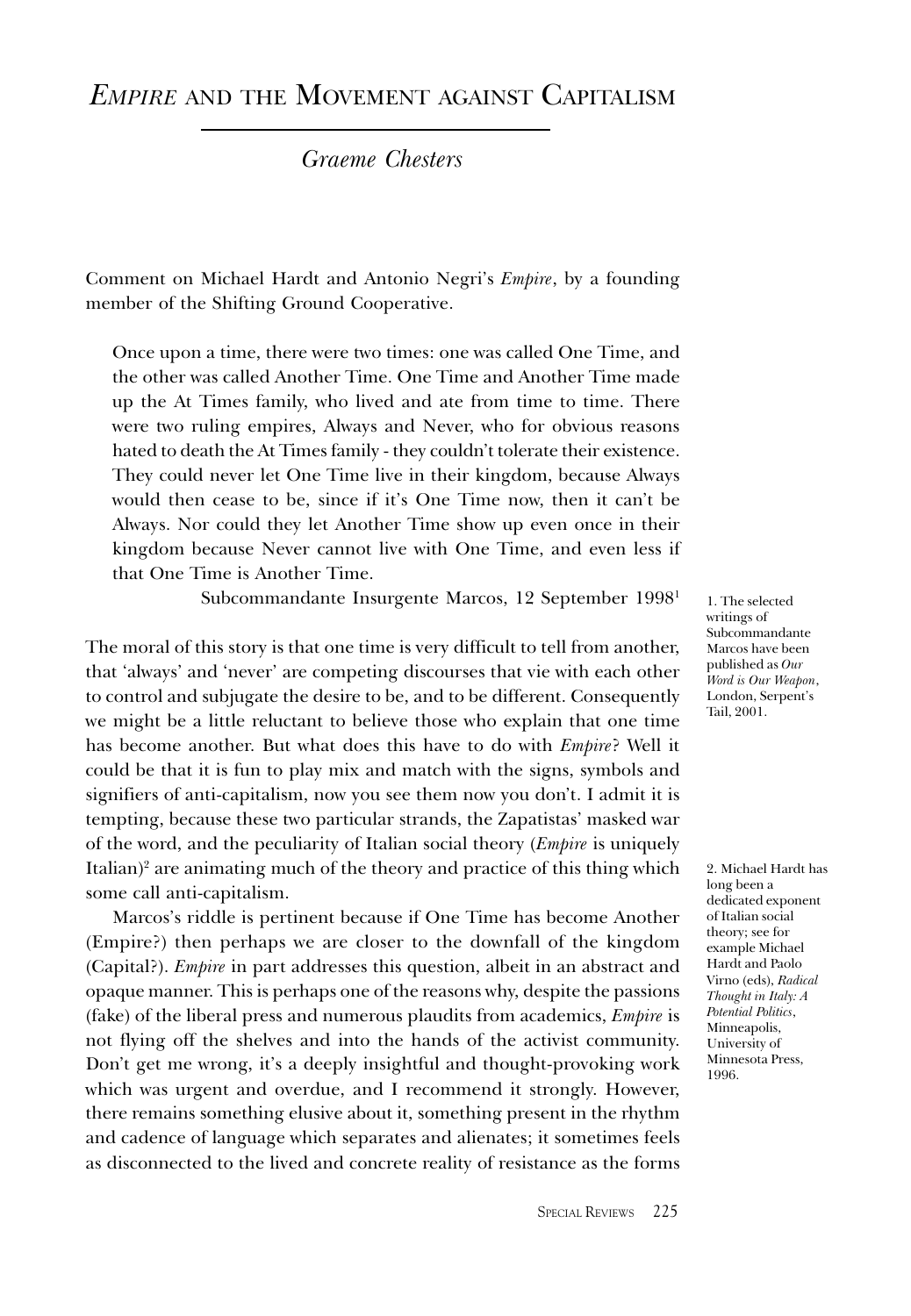# *Empire* and the Movement against Capitalism

*Graeme Chesters*

Comment on Michael Hardt and Antonio Negri's *Empire*, by a founding member of the Shifting Ground Cooperative.

> Once upon a time, there were two times: one was called One Time, and the other was called Another Time. One Time and Another Time made up the At Times family, who lived and ate from time to time. There were two ruling empires, Always and Never, who for obvious reasons hated to death the At Times family - they couldn't tolerate their existence. They could never let One Time live in their kingdom, because Always would then cease to be, since if it's One Time now, then it can't be Always. Nor could they let Another Time show up even once in their kingdom because Never cannot live with One Time, and even less if that One Time is Another Time.
>
> Subcommandante Insurgente Marcos, 12 September 1998[1]

The moral of this story is that one time is very difficult to tell from another, that 'always' and 'never' are competing discourses that vie with each other to control and subjugate the desire to be, and to be different. Consequently we might be a little reluctant to believe those who explain that one time has become another. But what does this have to do with *Empire*? Well it could be that it is fun to play mix and match with the signs, symbols and signifiers of anti-capitalism, now you see them now you don't. I admit it is tempting, because these two particular strands, the Zapatistas' masked war of the word, and the peculiarity of Italian social theory (*Empire* is uniquely Italian)[2] are animating much of the theory and practice of this thing which some call anti-capitalism.

Marcos's riddle is pertinent because if One Time has become Another (Empire?) then perhaps we are closer to the downfall of the kingdom (Capital?). *Empire* in part addresses this question, albeit in an abstract and opaque manner. This is perhaps one of the reasons why, despite the passions (fake) of the liberal press and numerous plaudits from academics, *Empire* is not flying off the shelves and into the hands of the activist community. Don't get me wrong, it's a deeply insightful and thought-provoking work which was urgent and overdue, and I recommend it strongly. However, there remains something elusive about it, something present in the rhythm and cadence of language which separates and alienates; it sometimes feels as disconnected to the lived and concrete reality of resistance as the forms

1. The selected writings of Subcommandante Marcos have been published as *Our Word is Our Weapon*, London, Serpent's Tail, 2001.

2. Michael Hardt has long been a dedicated exponent of Italian social theory; see for example Michael Hardt and Paolo Virno (eds), *Radical Thought in Italy: A Potential Politics*, Minneapolis, University of Minnesota Press, 1996.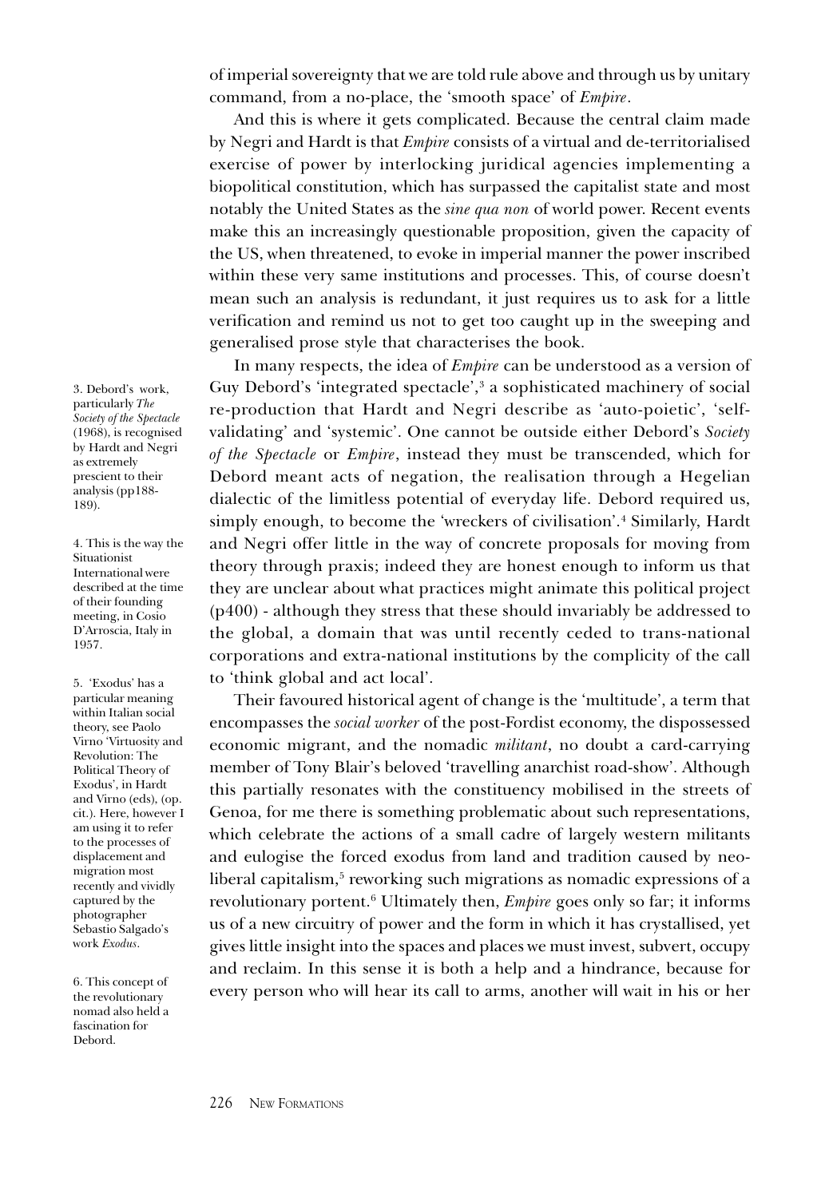of imperial sovereignty that we are told rule above and through us by unitary command, from a no-place, the 'smooth space' of *Empire*.

And this is where it gets complicated. Because the central claim made by Negri and Hardt is that *Empire* consists of a virtual and de-territorialised exercise of power by interlocking juridical agencies implementing a biopolitical constitution, which has surpassed the capitalist state and most notably the United States as the *sine qua non* of world power. Recent events make this an increasingly questionable proposition, given the capacity of the US, when threatened, to evoke in imperial manner the power inscribed within these very same institutions and processes. This, of course doesn't mean such an analysis is redundant, it just requires us to ask for a little verification and remind us not to get too caught up in the sweeping and generalised prose style that characterises the book.

In many respects, the idea of *Empire* can be understood as a version of Guy Debord's 'integrated spectacle',[3] a sophisticated machinery of social re-production that Hardt and Negri describe as 'auto-poietic', 'self-validating' and 'systemic'. One cannot be outside either Debord's *Society of the Spectacle* or *Empire*, instead they must be transcended, which for Debord meant acts of negation, the realisation through a Hegelian dialectic of the limitless potential of everyday life. Debord required us, simply enough, to become the 'wreckers of civilisation'.[4] Similarly, Hardt and Negri offer little in the way of concrete proposals for moving from theory through praxis; indeed they are honest enough to inform us that they are unclear about what practices might animate this political project (p400) - although they stress that these should invariably be addressed to the global, a domain that was until recently ceded to trans-national corporations and extra-national institutions by the complicity of the call to 'think global and act local'.

Their favoured historical agent of change is the 'multitude', a term that encompasses the *social worker* of the post-Fordist economy, the dispossessed economic migrant, and the nomadic *militant*, no doubt a card-carrying member of Tony Blair's beloved 'travelling anarchist road-show'. Although this partially resonates with the constituency mobilised in the streets of Genoa, for me there is something problematic about such representations, which celebrate the actions of a small cadre of largely western militants and eulogise the forced exodus from land and tradition caused by neo-liberal capitalism,[5] reworking such migrations as nomadic expressions of a revolutionary portent.[6] Ultimately then, *Empire* goes only so far; it informs us of a new circuitry of power and the form in which it has crystallised, yet gives little insight into the spaces and places we must invest, subvert, occupy and reclaim. In this sense it is both a help and a hindrance, because for every person who will hear its call to arms, another will wait in his or her

3. Debord's work, particularly *The Society of the Spectacle* (1968), is recognised by Hardt and Negri as extremely prescient to their analysis (pp188-189).

4. This is the way the Situationist International were described at the time of their founding meeting, in Cosio D'Arroscia, Italy in 1957.

5. 'Exodus' has a particular meaning within Italian social theory, see Paolo Virno 'Virtuosity and Revolution: The Political Theory of Exodus', in Hardt and Virno (eds), (op. cit.). Here, however I am using it to refer to the processes of displacement and migration most recently and vividly captured by the photographer Sebastio Salgado's work *Exodus*.

6. This concept of the revolutionary nomad also held a fascination for Debord.